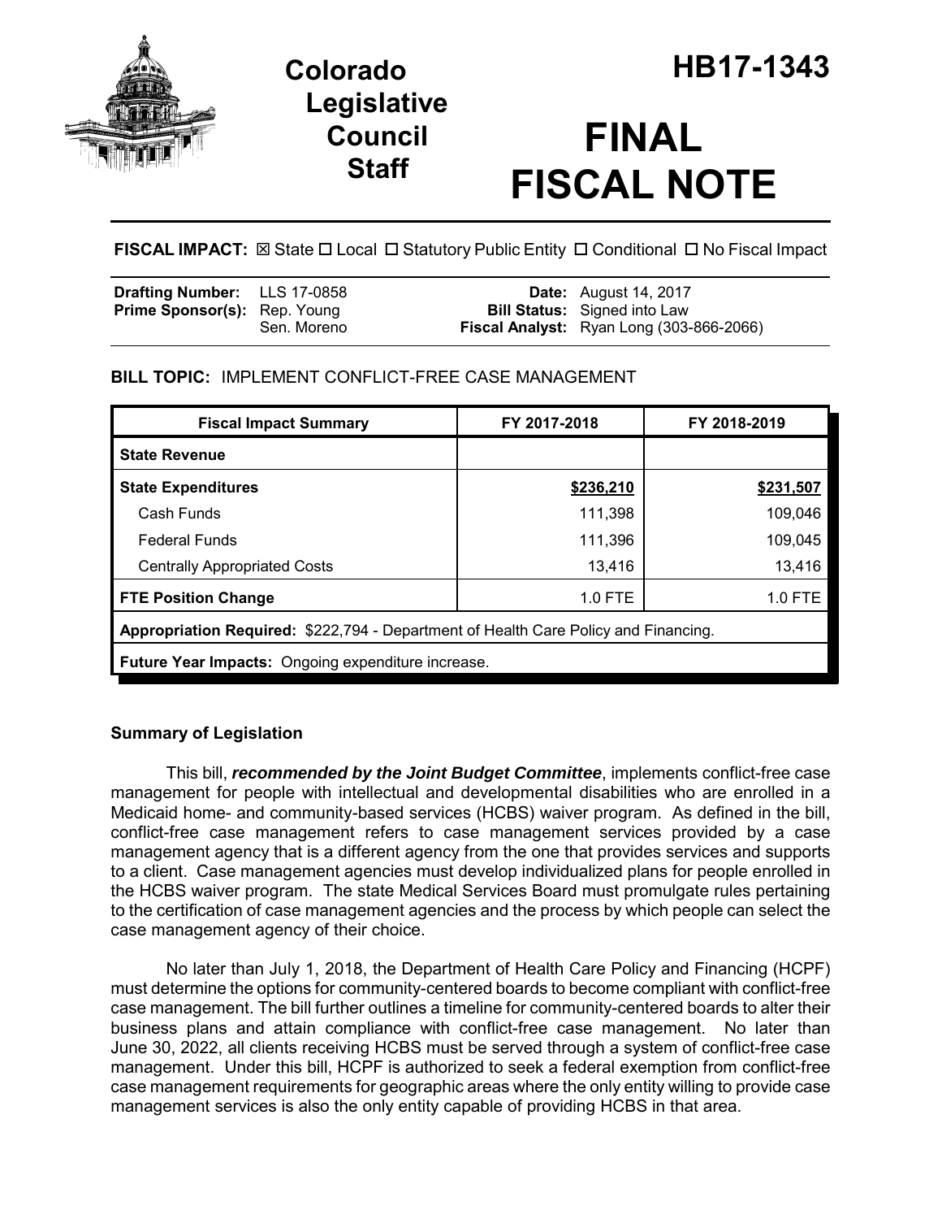# Colorado Legislative Council Staff

# HB17-1343

# FINAL FISCAL NOTE

**FISCAL IMPACT:** ☒ State ☐ Local ☐ Statutory Public Entity ☐ Conditional ☐ No Fiscal Impact

| | | | |
|---|---|---|---|
| **Drafting Number:** | LLS 17-0858 | **Date:** | August 14, 2017 |
| **Prime Sponsor(s):** | Rep. Young<br>Sen. Moreno | **Bill Status:** | Signed into Law |
| | | **Fiscal Analyst:** | Ryan Long (303-866-2066) |

**BILL TOPIC:** IMPLEMENT CONFLICT-FREE CASE MANAGEMENT

| Fiscal Impact Summary | FY 2017-2018 | FY 2018-2019 |
|---|---|---|
| **State Revenue** | | |
| **State Expenditures** | **$236,210** | **$231,507** |
| Cash Funds | 111,398 | 109,046 |
| Federal Funds | 111,396 | 109,045 |
| Centrally Appropriated Costs | 13,416 | 13,416 |
| **FTE Position Change** | 1.0 FTE | 1.0 FTE |
| **Appropriation Required:** $222,794 - Department of Health Care Policy and Financing. | | |
| **Future Year Impacts:** Ongoing expenditure increase. | | |

## Summary of Legislation

This bill, ***recommended by the Joint Budget Committee***, implements conflict-free case management for people with intellectual and developmental disabilities who are enrolled in a Medicaid home- and community-based services (HCBS) waiver program. As defined in the bill, conflict-free case management refers to case management services provided by a case management agency that is a different agency from the one that provides services and supports to a client. Case management agencies must develop individualized plans for people enrolled in the HCBS waiver program. The state Medical Services Board must promulgate rules pertaining to the certification of case management agencies and the process by which people can select the case management agency of their choice.

No later than July 1, 2018, the Department of Health Care Policy and Financing (HCPF) must determine the options for community-centered boards to become compliant with conflict-free case management. The bill further outlines a timeline for community-centered boards to alter their business plans and attain compliance with conflict-free case management. No later than June 30, 2022, all clients receiving HCBS must be served through a system of conflict-free case management. Under this bill, HCPF is authorized to seek a federal exemption from conflict-free case management requirements for geographic areas where the only entity willing to provide case management services is also the only entity capable of providing HCBS in that area.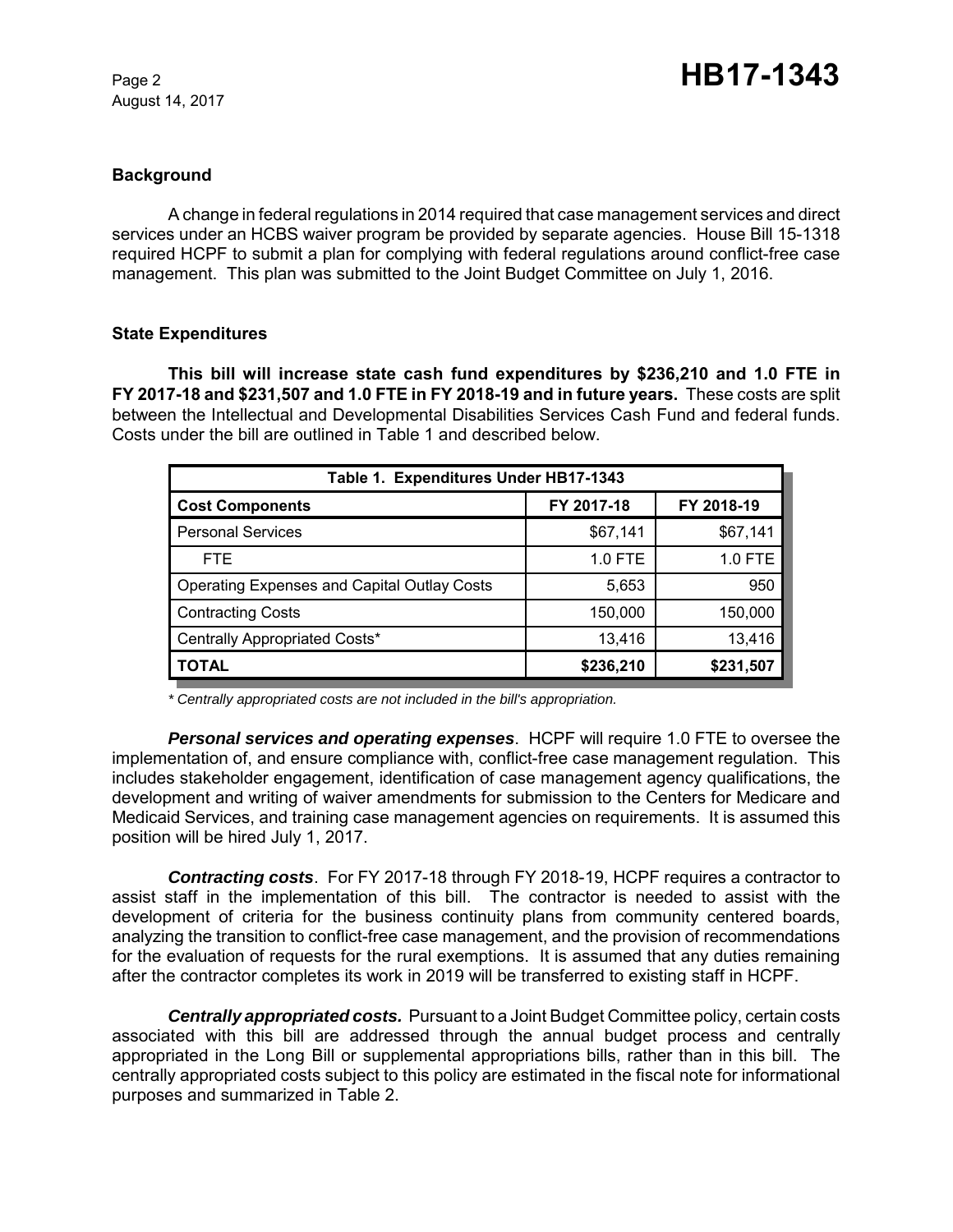## Background

A change in federal regulations in 2014 required that case management services and direct services under an HCBS waiver program be provided by separate agencies. House Bill 15-1318 required HCPF to submit a plan for complying with federal regulations around conflict-free case management. This plan was submitted to the Joint Budget Committee on July 1, 2016.

## State Expenditures

**This bill will increase state cash fund expenditures by $236,210 and 1.0 FTE in FY 2017-18 and $231,507 and 1.0 FTE in FY 2018-19 and in future years.** These costs are split between the Intellectual and Developmental Disabilities Services Cash Fund and federal funds. Costs under the bill are outlined in Table 1 and described below.

| Table 1. Expenditures Under HB17-1343 | | |
|---|---|---|
| **Cost Components** | **FY 2017-18** | **FY 2018-19** |
| Personal Services | $67,141 | $67,141 |
| FTE | 1.0 FTE | 1.0 FTE |
| Operating Expenses and Capital Outlay Costs | 5,653 | 950 |
| Contracting Costs | 150,000 | 150,000 |
| Centrally Appropriated Costs* | 13,416 | 13,416 |
| **TOTAL** | **$236,210** | **$231,507** |

*\* Centrally appropriated costs are not included in the bill's appropriation.*

***Personal services and operating expenses***. HCPF will require 1.0 FTE to oversee the implementation of, and ensure compliance with, conflict-free case management regulation. This includes stakeholder engagement, identification of case management agency qualifications, the development and writing of waiver amendments for submission to the Centers for Medicare and Medicaid Services, and training case management agencies on requirements. It is assumed this position will be hired July 1, 2017.

***Contracting costs***. For FY 2017-18 through FY 2018-19, HCPF requires a contractor to assist staff in the implementation of this bill. The contractor is needed to assist with the development of criteria for the business continuity plans from community centered boards, analyzing the transition to conflict-free case management, and the provision of recommendations for the evaluation of requests for the rural exemptions. It is assumed that any duties remaining after the contractor completes its work in 2019 will be transferred to existing staff in HCPF.

***Centrally appropriated costs.*** Pursuant to a Joint Budget Committee policy, certain costs associated with this bill are addressed through the annual budget process and centrally appropriated in the Long Bill or supplemental appropriations bills, rather than in this bill. The centrally appropriated costs subject to this policy are estimated in the fiscal note for informational purposes and summarized in Table 2.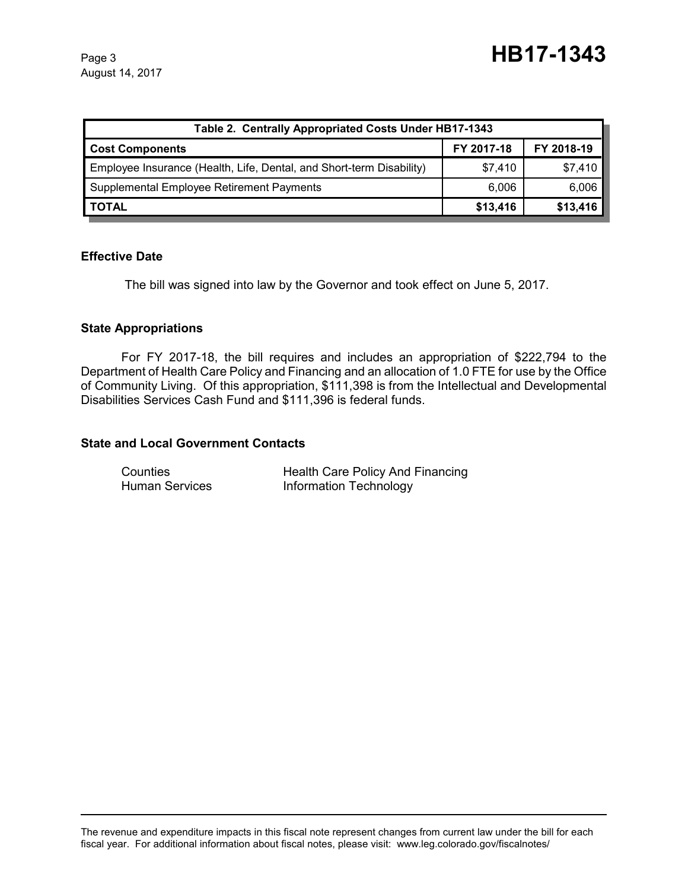| Table 2. Centrally Appropriated Costs Under HB17-1343 | | |
|---|---|---|
| **Cost Components** | **FY 2017-18** | **FY 2018-19** |
| Employee Insurance (Health, Life, Dental, and Short-term Disability) | $7,410 | $7,410 |
| Supplemental Employee Retirement Payments | 6,006 | 6,006 |
| **TOTAL** | **$13,416** | **$13,416** |

### Effective Date

The bill was signed into law by the Governor and took effect on June 5, 2017.

### State Appropriations

For FY 2017-18, the bill requires and includes an appropriation of $222,794 to the Department of Health Care Policy and Financing and an allocation of 1.0 FTE for use by the Office of Community Living. Of this appropriation, $111,398 is from the Intellectual and Developmental Disabilities Services Cash Fund and $111,396 is federal funds.

### State and Local Government Contacts

Counties
Health Care Policy And Financing
Human Services
Information Technology

The revenue and expenditure impacts in this fiscal note represent changes from current law under the bill for each fiscal year. For additional information about fiscal notes, please visit: www.leg.colorado.gov/fiscalnotes/